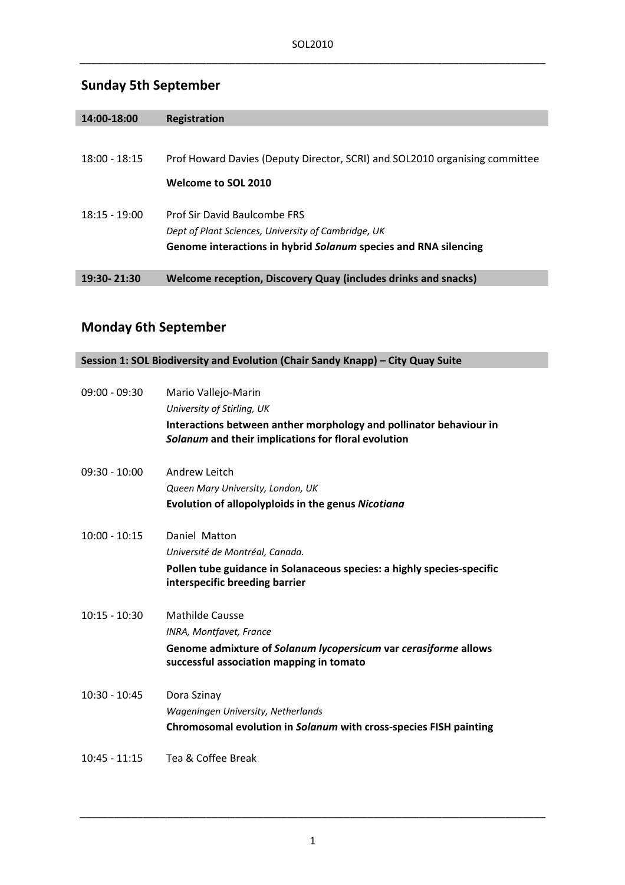## Sunday 5th September

**14:00-18:00 Registration**

18:00 - 18:15 Prof Howard Davies (Deputy Director, SCRI) and SOL2010 organising committee

**Welcome to SOL 2010**

18:15 - 19:00 Prof Sir David Baulcombe FRS
*Dept of Plant Sciences, University of Cambridge, UK*
**Genome interactions in hybrid *Solanum* species and RNA silencing**

**19:30- 21:30 Welcome reception, Discovery Quay (includes drinks and snacks)**

## Monday 6th September

**Session 1: SOL Biodiversity and Evolution (Chair Sandy Knapp) – City Quay Suite**

09:00 - 09:30 Mario Vallejo-Marin
*University of Stirling, UK*
**Interactions between anther morphology and pollinator behaviour in *Solanum* and their implications for floral evolution**

09:30 - 10:00 Andrew Leitch
*Queen Mary University, London, UK*
**Evolution of allopolyploids in the genus *Nicotiana***

10:00 - 10:15 Daniel Matton
*Université de Montréal, Canada.*
**Pollen tube guidance in Solanaceous species: a highly species-specific interspecific breeding barrier**

10:15 - 10:30 Mathilde Causse
*INRA, Montfavet, France*
**Genome admixture of *Solanum lycopersicum* var *cerasiforme* allows successful association mapping in tomato**

10:30 - 10:45 Dora Szinay
*Wageningen University, Netherlands*
**Chromosomal evolution in *Solanum* with cross-species FISH painting**

10:45 - 11:15 Tea & Coffee Break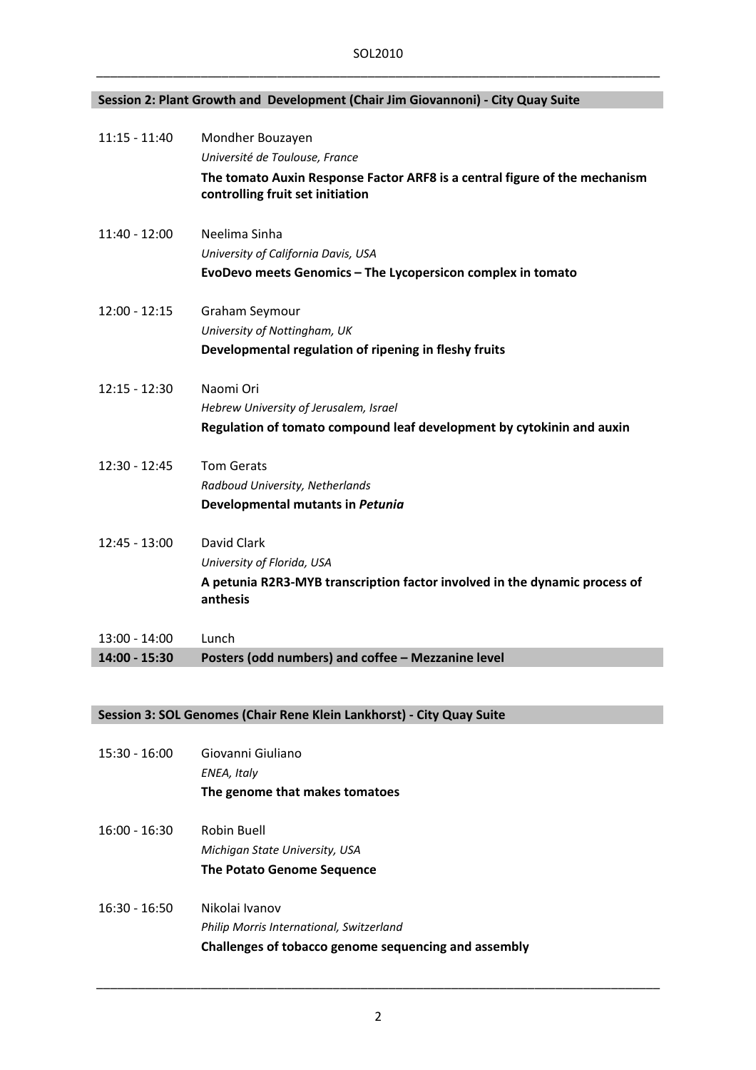## Session 2: Plant Growth and Development (Chair Jim Giovannoni) - City Quay Suite

11:15 - 11:40 Mondher Bouzayen
*Université de Toulouse, France*
**The tomato Auxin Response Factor ARF8 is a central figure of the mechanism controlling fruit set initiation**

11:40 - 12:00 Neelima Sinha
*University of California Davis, USA*
**EvoDevo meets Genomics – The Lycopersicon complex in tomato**

12:00 - 12:15 Graham Seymour
*University of Nottingham, UK*
**Developmental regulation of ripening in fleshy fruits**

12:15 - 12:30 Naomi Ori
*Hebrew University of Jerusalem, Israel*
**Regulation of tomato compound leaf development by cytokinin and auxin**

12:30 - 12:45 Tom Gerats
*Radboud University, Netherlands*
**Developmental mutants in *Petunia***

12:45 - 13:00 David Clark
*University of Florida, USA*
**A petunia R2R3-MYB transcription factor involved in the dynamic process of anthesis**

13:00 - 14:00 Lunch

**14:00 - 15:30 Posters (odd numbers) and coffee – Mezzanine level**

## Session 3: SOL Genomes (Chair Rene Klein Lankhorst) - City Quay Suite

15:30 - 16:00 Giovanni Giuliano
*ENEA, Italy*
**The genome that makes tomatoes**

16:00 - 16:30 Robin Buell
*Michigan State University, USA*
**The Potato Genome Sequence**

16:30 - 16:50 Nikolai Ivanov
*Philip Morris International, Switzerland*
**Challenges of tobacco genome sequencing and assembly**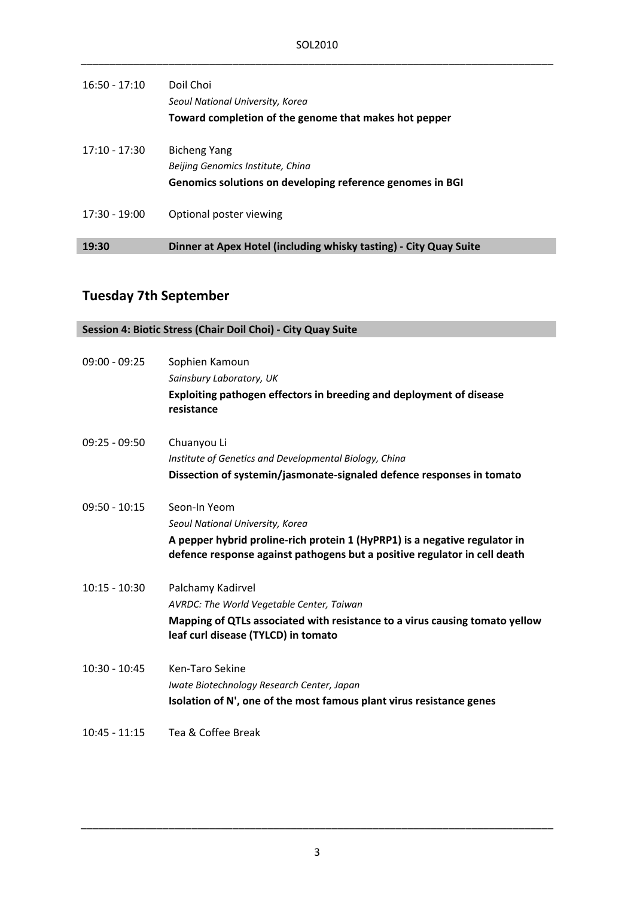16:50 - 17:10 Doil Choi
*Seoul National University, Korea*
**Toward completion of the genome that makes hot pepper**

17:10 - 17:30 Bicheng Yang
*Beijing Genomics Institute, China*
**Genomics solutions on developing reference genomes in BGI**

17:30 - 19:00 Optional poster viewing

**19:30 Dinner at Apex Hotel (including whisky tasting) - City Quay Suite**

## Tuesday 7th September

**Session 4: Biotic Stress (Chair Doil Choi) - City Quay Suite**

09:00 - 09:25 Sophien Kamoun
*Sainsbury Laboratory, UK*
**Exploiting pathogen effectors in breeding and deployment of disease resistance**

09:25 - 09:50 Chuanyou Li
*Institute of Genetics and Developmental Biology, China*
**Dissection of systemin/jasmonate-signaled defence responses in tomato**

09:50 - 10:15 Seon-In Yeom
*Seoul National University, Korea*
**A pepper hybrid proline-rich protein 1 (HyPRP1) is a negative regulator in defence response against pathogens but a positive regulator in cell death**

10:15 - 10:30 Palchamy Kadirvel
*AVRDC: The World Vegetable Center, Taiwan*
**Mapping of QTLs associated with resistance to a virus causing tomato yellow leaf curl disease (TYLCD) in tomato**

10:30 - 10:45 Ken-Taro Sekine
*Iwate Biotechnology Research Center, Japan*
**Isolation of N', one of the most famous plant virus resistance genes**

10:45 - 11:15 Tea & Coffee Break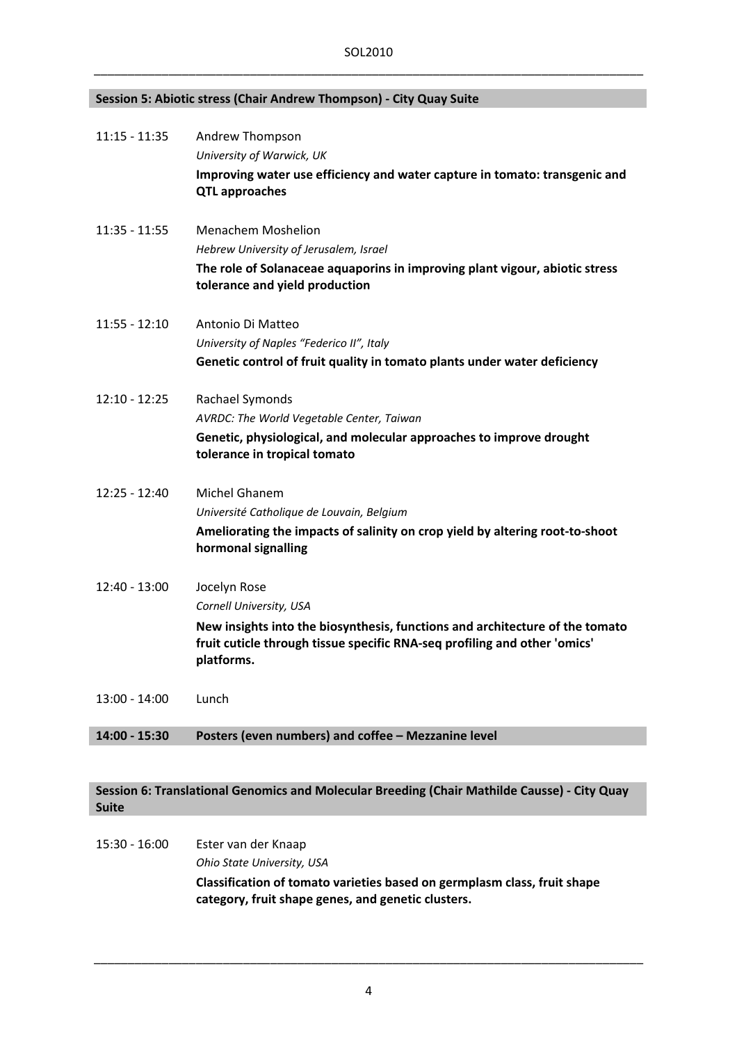## Session 5: Abiotic stress (Chair Andrew Thompson) - City Quay Suite

11:15 - 11:35 Andrew Thompson
*University of Warwick, UK*
**Improving water use efficiency and water capture in tomato: transgenic and QTL approaches**

11:35 - 11:55 Menachem Moshelion
*Hebrew University of Jerusalem, Israel*
**The role of Solanaceae aquaporins in improving plant vigour, abiotic stress tolerance and yield production**

11:55 - 12:10 Antonio Di Matteo
*University of Naples "Federico II", Italy*
**Genetic control of fruit quality in tomato plants under water deficiency**

12:10 - 12:25 Rachael Symonds
*AVRDC: The World Vegetable Center, Taiwan*
**Genetic, physiological, and molecular approaches to improve drought tolerance in tropical tomato**

12:25 - 12:40 Michel Ghanem
*Université Catholique de Louvain, Belgium*
**Ameliorating the impacts of salinity on crop yield by altering root-to-shoot hormonal signalling**

12:40 - 13:00 Jocelyn Rose
*Cornell University, USA*
**New insights into the biosynthesis, functions and architecture of the tomato fruit cuticle through tissue specific RNA-seq profiling and other 'omics' platforms.**

13:00 - 14:00 Lunch

**14:00 - 15:30 Posters (even numbers) and coffee – Mezzanine level**

## Session 6: Translational Genomics and Molecular Breeding (Chair Mathilde Causse) - City Quay Suite

15:30 - 16:00 Ester van der Knaap
*Ohio State University, USA*
**Classification of tomato varieties based on germplasm class, fruit shape category, fruit shape genes, and genetic clusters.**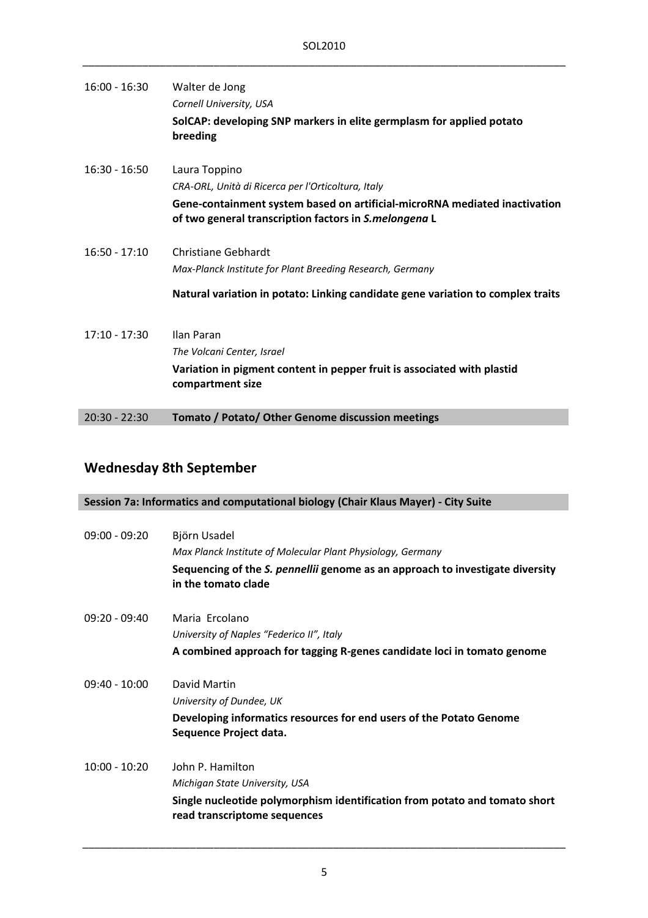16:00 - 16:30 Walter de Jong
*Cornell University, USA*
**SolCAP: developing SNP markers in elite germplasm for applied potato breeding**

16:30 - 16:50 Laura Toppino
*CRA-ORL, Unità di Ricerca per l'Orticoltura, Italy*
**Gene-containment system based on artificial-microRNA mediated inactivation of two general transcription factors in *S.melongena* L**

16:50 - 17:10 Christiane Gebhardt
*Max-Planck Institute for Plant Breeding Research, Germany*
**Natural variation in potato: Linking candidate gene variation to complex traits**

17:10 - 17:30 Ilan Paran
*The Volcani Center, Israel*
**Variation in pigment content in pepper fruit is associated with plastid compartment size**

**20:30 - 22:30 Tomato / Potato/ Other Genome discussion meetings**

## Wednesday 8th September

**Session 7a: Informatics and computational biology (Chair Klaus Mayer) - City Suite**

09:00 - 09:20 Björn Usadel
*Max Planck Institute of Molecular Plant Physiology, Germany*
**Sequencing of the *S. pennellii* genome as an approach to investigate diversity in the tomato clade**

09:20 - 09:40 Maria Ercolano
*University of Naples "Federico II", Italy*
**A combined approach for tagging R-genes candidate loci in tomato genome**

09:40 - 10:00 David Martin
*University of Dundee, UK*
**Developing informatics resources for end users of the Potato Genome Sequence Project data.**

10:00 - 10:20 John P. Hamilton
*Michigan State University, USA*
**Single nucleotide polymorphism identification from potato and tomato short read transcriptome sequences**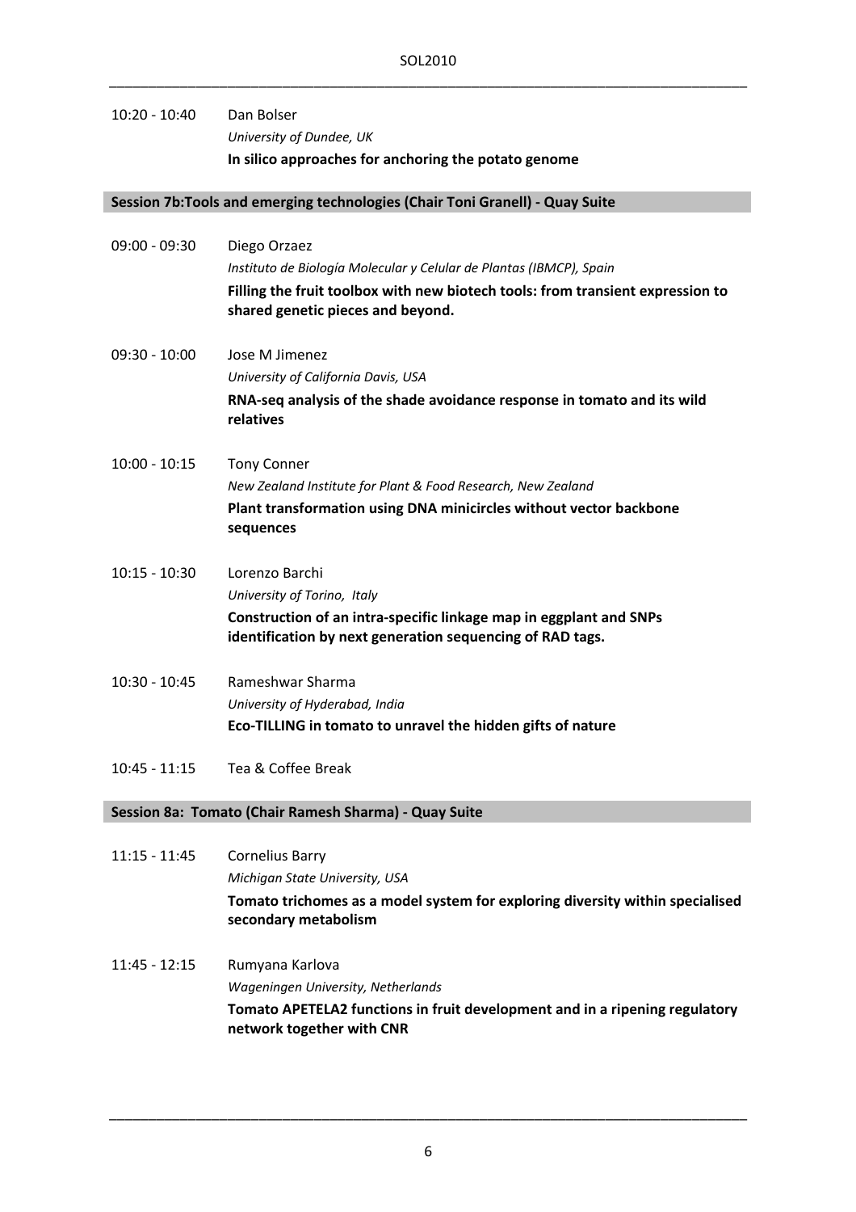10:20 - 10:40 Dan Bolser
*University of Dundee, UK*
**In silico approaches for anchoring the potato genome**

## Session 7b:Tools and emerging technologies (Chair Toni Granell) - Quay Suite

09:00 - 09:30 Diego Orzaez
*Instituto de Biología Molecular y Celular de Plantas (IBMCP), Spain*
**Filling the fruit toolbox with new biotech tools: from transient expression to shared genetic pieces and beyond.**

09:30 - 10:00 Jose M Jimenez
*University of California Davis, USA*
**RNA-seq analysis of the shade avoidance response in tomato and its wild relatives**

10:00 - 10:15 Tony Conner
*New Zealand Institute for Plant & Food Research, New Zealand*
**Plant transformation using DNA minicircles without vector backbone sequences**

10:15 - 10:30 Lorenzo Barchi
*University of Torino, Italy*
**Construction of an intra-specific linkage map in eggplant and SNPs identification by next generation sequencing of RAD tags.**

10:30 - 10:45 Rameshwar Sharma
*University of Hyderabad, India*
**Eco-TILLING in tomato to unravel the hidden gifts of nature**

10:45 - 11:15 Tea & Coffee Break

## Session 8a: Tomato (Chair Ramesh Sharma) - Quay Suite

11:15 - 11:45 Cornelius Barry
*Michigan State University, USA*
**Tomato trichomes as a model system for exploring diversity within specialised secondary metabolism**

11:45 - 12:15 Rumyana Karlova
*Wageningen University, Netherlands*
**Tomato APETELA2 functions in fruit development and in a ripening regulatory network together with CNR**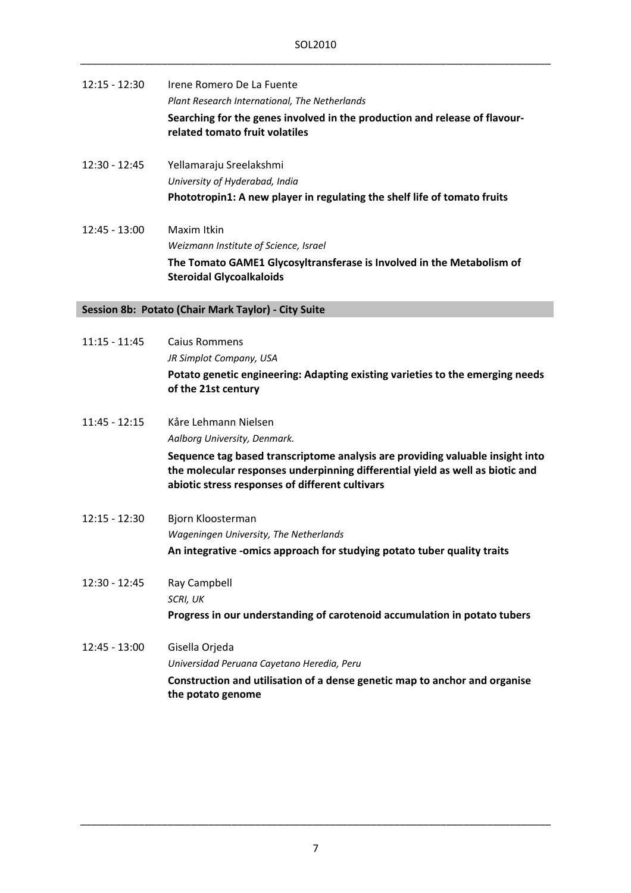12:15 - 12:30 Irene Romero De La Fuente
*Plant Research International, The Netherlands*
**Searching for the genes involved in the production and release of flavour-related tomato fruit volatiles**

12:30 - 12:45 Yellamaraju Sreelakshmi
*University of Hyderabad, India*
**Phototropin1: A new player in regulating the shelf life of tomato fruits**

12:45 - 13:00 Maxim Itkin
*Weizmann Institute of Science, Israel*
**The Tomato GAME1 Glycosyltransferase is Involved in the Metabolism of Steroidal Glycoalkaloids**

## Session 8b: Potato (Chair Mark Taylor) - City Suite

11:15 - 11:45 Caius Rommens
*JR Simplot Company, USA*
**Potato genetic engineering: Adapting existing varieties to the emerging needs of the 21st century**

11:45 - 12:15 Kåre Lehmann Nielsen
*Aalborg University, Denmark.*
**Sequence tag based transcriptome analysis are providing valuable insight into the molecular responses underpinning differential yield as well as biotic and abiotic stress responses of different cultivars**

12:15 - 12:30 Bjorn Kloosterman
*Wageningen University, The Netherlands*
**An integrative -omics approach for studying potato tuber quality traits**

12:30 - 12:45 Ray Campbell
*SCRI, UK*
**Progress in our understanding of carotenoid accumulation in potato tubers**

12:45 - 13:00 Gisella Orjeda
*Universidad Peruana Cayetano Heredia, Peru*
**Construction and utilisation of a dense genetic map to anchor and organise the potato genome**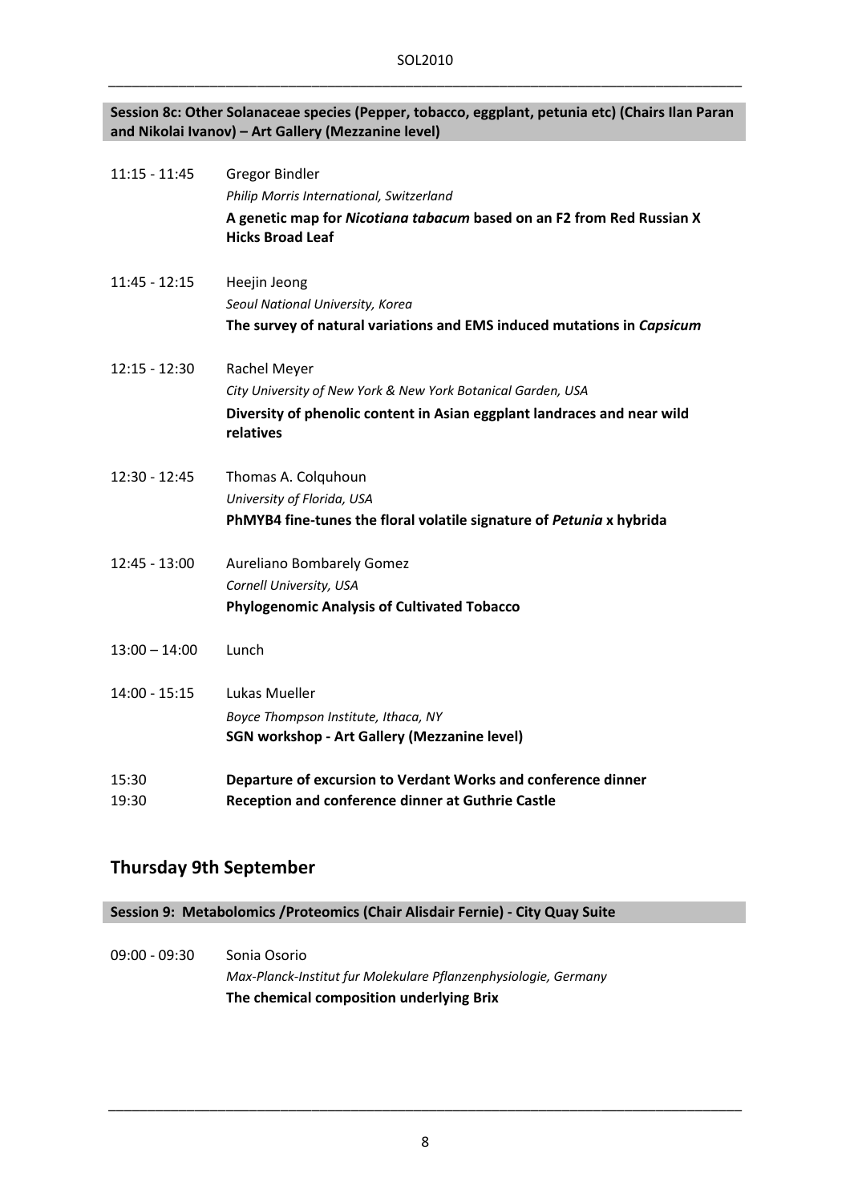**Session 8c: Other Solanaceae species (Pepper, tobacco, eggplant, petunia etc) (Chairs Ilan Paran and Nikolai Ivanov) – Art Gallery (Mezzanine level)**

11:15 - 11:45 Gregor Bindler
*Philip Morris International, Switzerland*
**A genetic map for *Nicotiana tabacum* based on an F2 from Red Russian X Hicks Broad Leaf**

11:45 - 12:15 Heejin Jeong
*Seoul National University, Korea*
**The survey of natural variations and EMS induced mutations in *Capsicum***

12:15 - 12:30 Rachel Meyer
*City University of New York & New York Botanical Garden, USA*
**Diversity of phenolic content in Asian eggplant landraces and near wild relatives**

12:30 - 12:45 Thomas A. Colquhoun
*University of Florida, USA*
**PhMYB4 fine-tunes the floral volatile signature of *Petunia* x hybrida**

12:45 - 13:00 Aureliano Bombarely Gomez
*Cornell University, USA*
**Phylogenomic Analysis of Cultivated Tobacco**

13:00 – 14:00 Lunch

14:00 - 15:15 Lukas Mueller
*Boyce Thompson Institute, Ithaca, NY*
**SGN workshop - Art Gallery (Mezzanine level)**

15:30 **Departure of excursion to Verdant Works and conference dinner**
19:30 **Reception and conference dinner at Guthrie Castle**

## Thursday 9th September

**Session 9: Metabolomics /Proteomics (Chair Alisdair Fernie) - City Quay Suite**

09:00 - 09:30 Sonia Osorio
*Max-Planck-Institut fur Molekulare Pflanzenphysiologie, Germany*
**The chemical composition underlying Brix**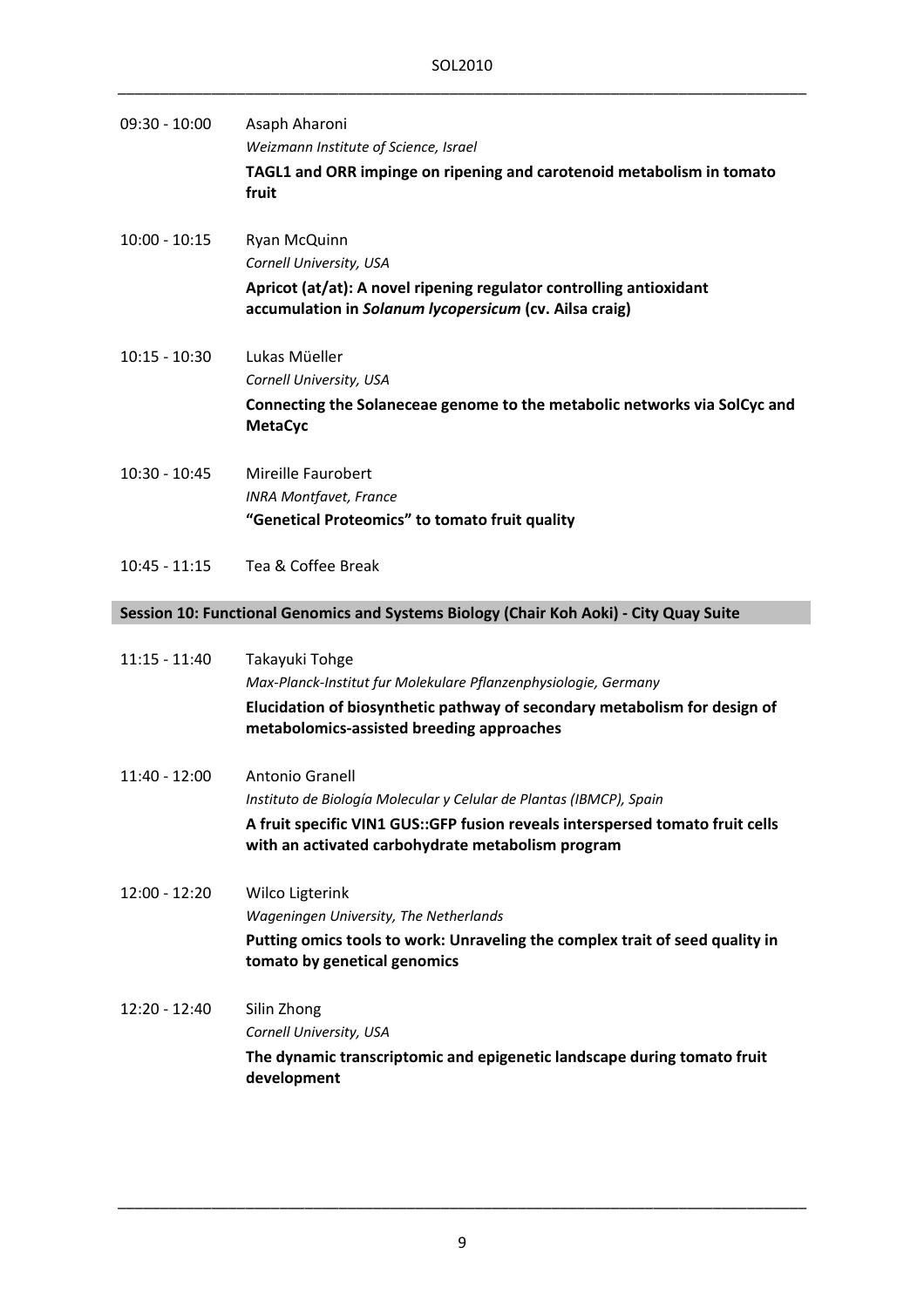09:30 - 10:00 Asaph Aharoni
*Weizmann Institute of Science, Israel*
**TAGL1 and ORR impinge on ripening and carotenoid metabolism in tomato fruit**

10:00 - 10:15 Ryan McQuinn
*Cornell University, USA*
**Apricot (at/at): A novel ripening regulator controlling antioxidant accumulation in *Solanum lycopersicum* (cv. Ailsa craig)**

10:15 - 10:30 Lukas Müeller
*Cornell University, USA*
**Connecting the Solaneceae genome to the metabolic networks via SolCyc and MetaCyc**

10:30 - 10:45 Mireille Faurobert
*INRA Montfavet, France*
**"Genetical Proteomics" to tomato fruit quality**

10:45 - 11:15 Tea & Coffee Break

## Session 10: Functional Genomics and Systems Biology (Chair Koh Aoki) - City Quay Suite

11:15 - 11:40 Takayuki Tohge
*Max-Planck-Institut fur Molekulare Pflanzenphysiologie, Germany*
**Elucidation of biosynthetic pathway of secondary metabolism for design of metabolomics-assisted breeding approaches**

11:40 - 12:00 Antonio Granell
*Instituto de Biología Molecular y Celular de Plantas (IBMCP), Spain*
**A fruit specific VIN1 GUS::GFP fusion reveals interspersed tomato fruit cells with an activated carbohydrate metabolism program**

12:00 - 12:20 Wilco Ligterink
*Wageningen University, The Netherlands*
**Putting omics tools to work: Unraveling the complex trait of seed quality in tomato by genetical genomics**

12:20 - 12:40 Silin Zhong
*Cornell University, USA*
**The dynamic transcriptomic and epigenetic landscape during tomato fruit development**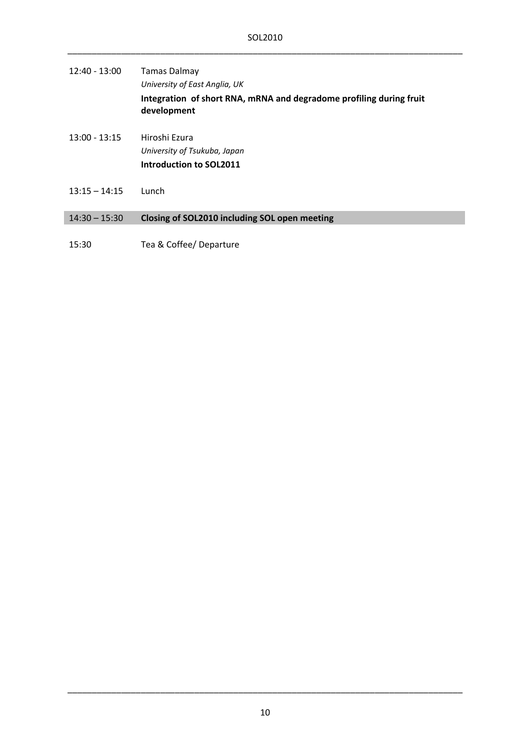12:40 - 13:00 Tamas Dalmay
*University of East Anglia, UK*
**Integration of short RNA, mRNA and degradome profiling during fruit development**

13:00 - 13:15 Hiroshi Ezura
*University of Tsukuba, Japan*
**Introduction to SOL2011**

13:15 – 14:15 Lunch

**14:30 – 15:30 Closing of SOL2010 including SOL open meeting**

15:30 Tea & Coffee/ Departure